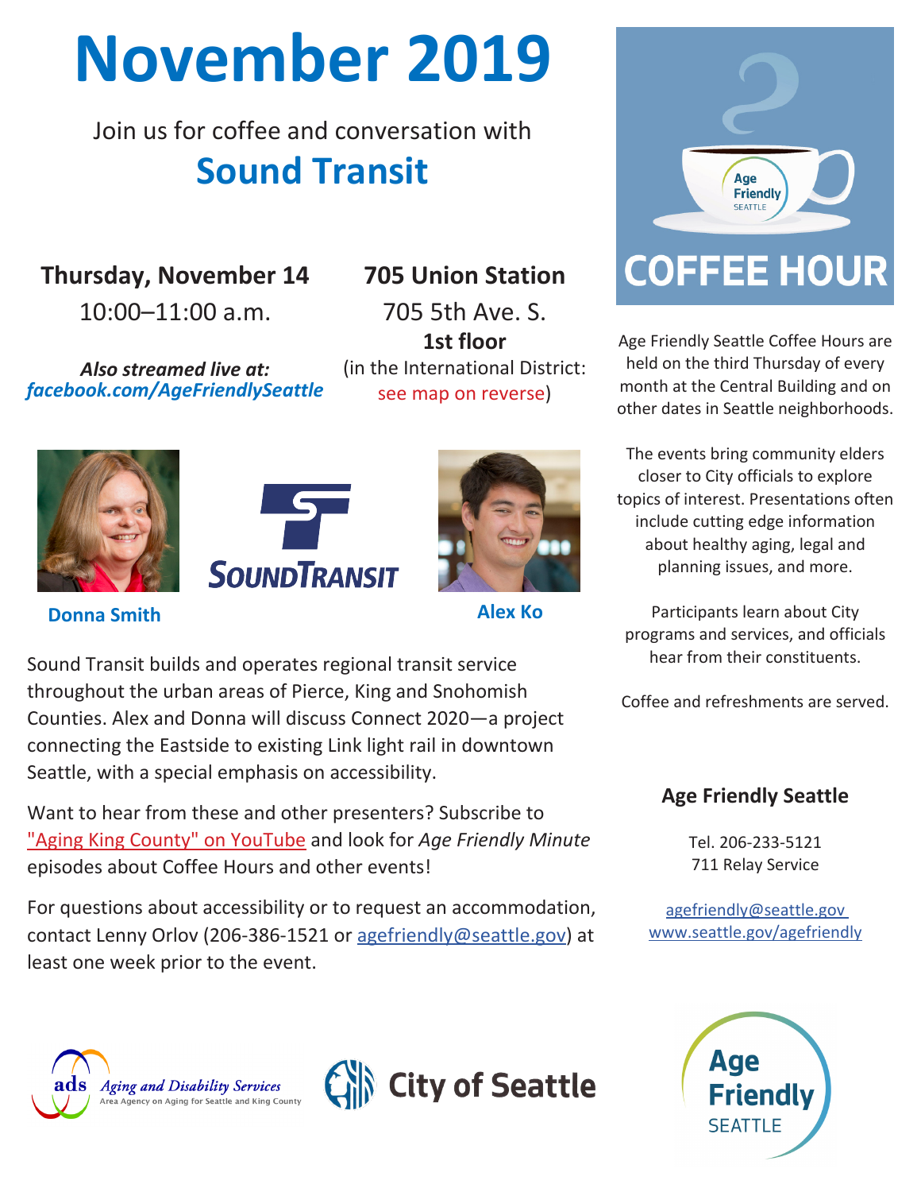# November 2019

Join us for coffee and conversation with

## Sound Transit

**Thursday, November 14**

10:00–11:00 a.m.

***Also streamed live at:***
***facebook.com/AgeFriendlySeattle***

**705 Union Station**

705 5th Ave. S.
**1st floor**
(in the International District: see map on reverse)

**Donna Smith**

**Alex Ko**

Sound Transit builds and operates regional transit service throughout the urban areas of Pierce, King and Snohomish Counties. Alex and Donna will discuss Connect 2020—a project connecting the Eastside to existing Link light rail in downtown Seattle, with a special emphasis on accessibility.

Want to hear from these and other presenters? Subscribe to "Aging King County" on YouTube and look for *Age Friendly Minute* episodes about Coffee Hours and other events!

For questions about accessibility or to request an accommodation, contact Lenny Orlov (206-386-1521 or agefriendly@seattle.gov) at least one week prior to the event.

## COFFEE HOUR

Age Friendly Seattle Coffee Hours are held on the third Thursday of every month at the Central Building and on other dates in Seattle neighborhoods.

The events bring community elders closer to City officials to explore topics of interest. Presentations often include cutting edge information about healthy aging, legal and planning issues, and more.

Participants learn about City programs and services, and officials hear from their constituents.

Coffee and refreshments are served.

### Age Friendly Seattle

Tel. 206-233-5121
711 Relay Service

agefriendly@seattle.gov
www.seattle.gov/agefriendly

ads Aging and Disability Services — Area Agency on Aging for Seattle and King County

City of Seattle

Age Friendly SEATTLE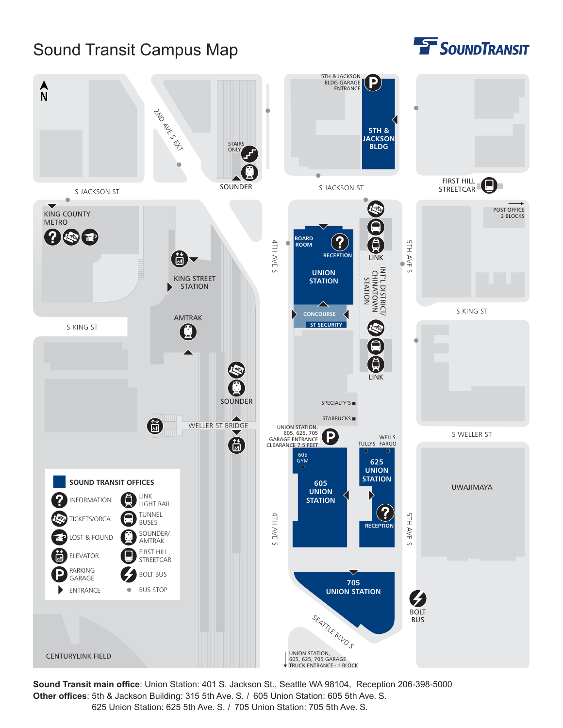# Sound Transit Campus Map

SOUNDTRANSIT

N

2ND AVE S EXT

STAIRS ONLY

SOUNDER

5TH & JACKSON BLDG GARAGE ENTRANCE

5TH & JACKSON BLDG

S JACKSON ST

S JACKSON ST

FIRST HILL STREETCAR

KING COUNTY METRO

BOARD ROOM

RECEPTION

UNION STATION

LINK

INT'L DISTRICT/ CHINATOWN STATION

4TH AVE S

5TH AVE S

POST OFFICE 2 BLOCKS

KING STREET STATION

CONCOURSE

ST SECURITY

S KING ST

S KING ST

AMTRAK

LINK

SOUNDER

SPECIALTY'S

STARBUCKS

WELLER ST BRIDGE

UNION STATION, 605, 625, 705 GARAGE ENTRANCE CLEARANCE 7.5 FEET

WELLS FARGO

TULLYS

S WELLER ST

605 GYM

625 UNION STATION

605 UNION STATION

UWAJIMAYA

RECEPTION

4TH AVE S

5TH AVE S

705 UNION STATION

BOLT BUS

SEATTLE BLVD S

CENTURYLINK FIELD

UNION STATION, 605, 625, 705 GARAGE TRUCK ENTRANCE - 1 BLOCK

SOUND TRANSIT OFFICES

INFORMATION

TICKETS/ORCA

LOST & FOUND

ELEVATOR

PARKING GARAGE

ENTRANCE

LINK LIGHT RAIL

TUNNEL BUSES

SOUNDER/ AMTRAK

FIRST HILL STREETCAR

BOLT BUS

BUS STOP

**Sound Transit main office**: Union Station: 401 S. Jackson St., Seattle WA 98104, Reception 206-398-5000

**Other offices**: 5th & Jackson Building: 315 5th Ave. S. / 605 Union Station: 605 5th Ave. S.
625 Union Station: 625 5th Ave. S. / 705 Union Station: 705 5th Ave. S.